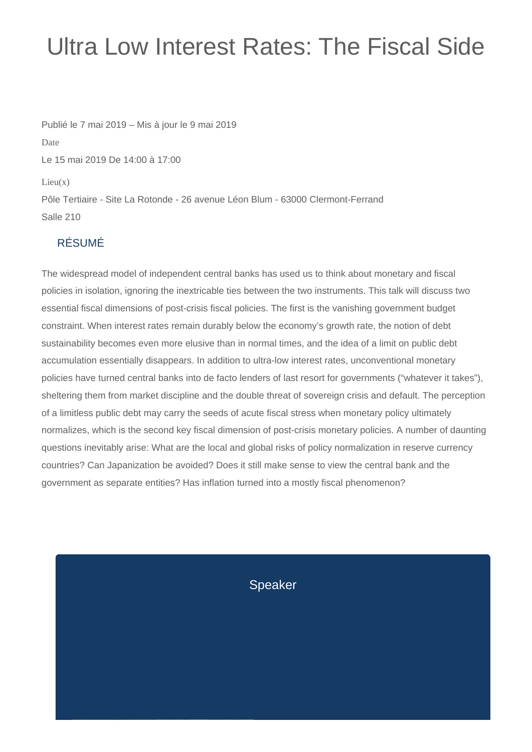# Ultra Low Interest Rates: The Fiscal Side

Publié le 7 mai 2019 – Mis à jour le 9 mai 2019

Date

Le 15 mai 2019 De 14:00 à 17:00

Lieu(x)

Pôle Tertiaire - Site La Rotonde - 26 avenue Léon Blum - 63000 Clermont-Ferrand

Salle 210

## RÉSUMÉ

The widespread model of independent central banks has used us to think about monetary and fiscal policies in isolation, ignoring the inextricable ties between the two instruments. This talk will discuss two essential fiscal dimensions of post-crisis fiscal policies. The first is the vanishing government budget constraint. When interest rates remain durably below the economy's growth rate, the notion of debt sustainability becomes even more elusive than in normal times, and the idea of a limit on public debt accumulation essentially disappears. In addition to ultra-low interest rates, unconventional monetary policies have turned central banks into de facto lenders of last resort for governments ("whatever it takes"), sheltering them from market discipline and the double threat of sovereign crisis and default. The perception of a limitless public debt may carry the seeds of acute fiscal stress when monetary policy ultimately normalizes, which is the second key fiscal dimension of post-crisis monetary policies. A number of daunting questions inevitably arise: What are the local and global risks of policy normalization in reserve currency countries? Can Japanization be avoided? Does it still make sense to view the central bank and the government as separate entities? Has inflation turned into a mostly fiscal phenomenon?

Speaker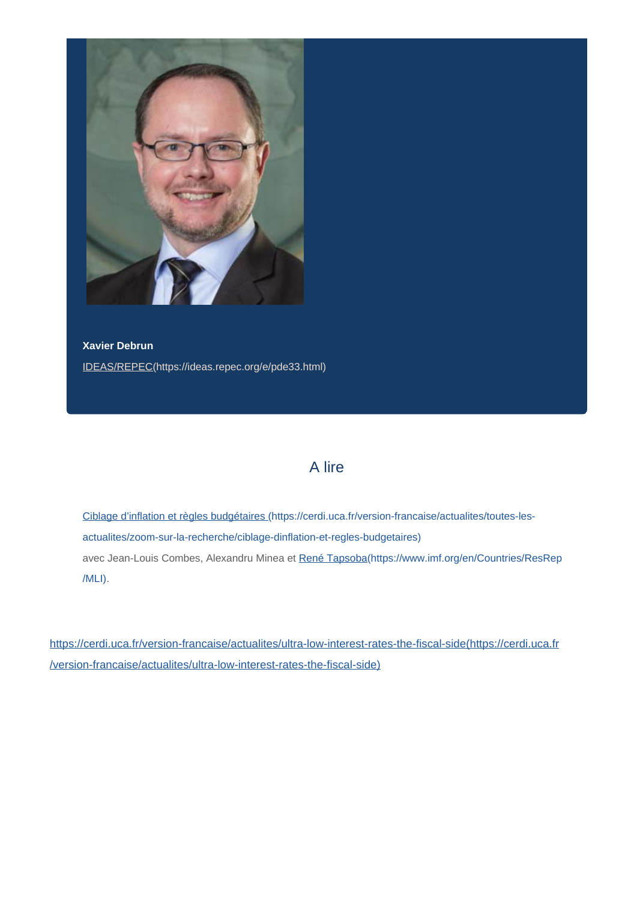**Xavier Debrun**

IDEAS/REPEC(https://ideas.repec.org/e/pde33.html)

## A lire

Ciblage d'inflation et règles budgétaires (https://cerdi.uca.fr/version-francaise/actualites/toutes-les-actualites/zoom-sur-la-recherche/ciblage-dinflation-et-regles-budgetaires)
avec Jean-Louis Combes, Alexandru Minea et René Tapsoba(https://www.imf.org/en/Countries/ResRep/MLI).

https://cerdi.uca.fr/version-francaise/actualites/ultra-low-interest-rates-the-fiscal-side(https://cerdi.uca.fr/version-francaise/actualites/ultra-low-interest-rates-the-fiscal-side)